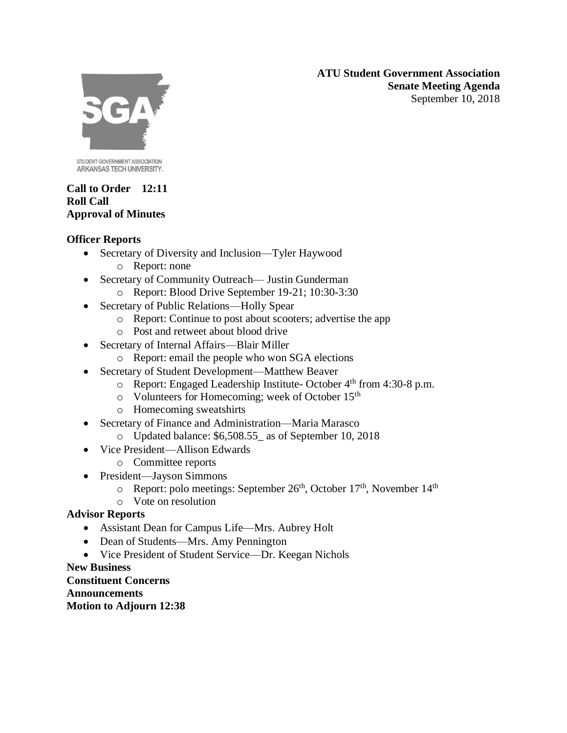**ATU Student Government Association**
**Senate Meeting Agenda**
September 10, 2018

STUDENT GOVERNMENT ASSOCIATION
ARKANSAS TECH UNIVERSITY

**Call to Order 12:11**
**Roll Call**
**Approval of Minutes**

**Officer Reports**

- Secretary of Diversity and Inclusion—Tyler Haywood
  - Report: none
- Secretary of Community Outreach— Justin Gunderman
  - Report: Blood Drive September 19-21; 10:30-3:30
- Secretary of Public Relations—Holly Spear
  - Report: Continue to post about scooters; advertise the app
  - Post and retweet about blood drive
- Secretary of Internal Affairs—Blair Miller
  - Report: email the people who won SGA elections
- Secretary of Student Development—Matthew Beaver
  - Report: Engaged Leadership Institute- October 4th from 4:30-8 p.m.
  - Volunteers for Homecoming; week of October 15th
  - Homecoming sweatshirts
- Secretary of Finance and Administration—Maria Marasco
  - Updated balance: $6,508.55_ as of September 10, 2018
- Vice President—Allison Edwards
  - Committee reports
- President—Jayson Simmons
  - Report: polo meetings: September 26th, October 17th, November 14th
  - Vote on resolution

**Advisor Reports**

- Assistant Dean for Campus Life—Mrs. Aubrey Holt
- Dean of Students—Mrs. Amy Pennington
- Vice President of Student Service—Dr. Keegan Nichols

**New Business**
**Constituent Concerns**
**Announcements**
**Motion to Adjourn 12:38**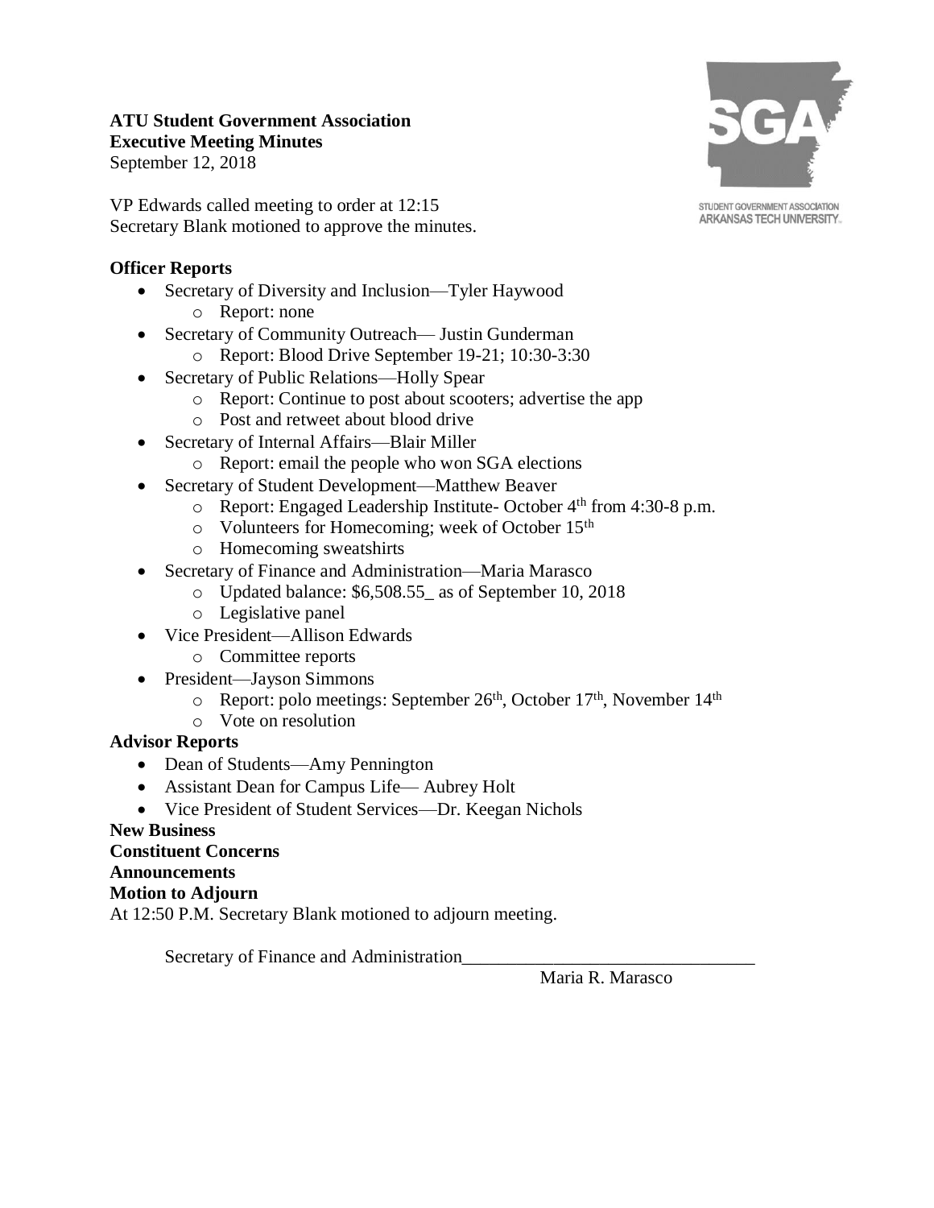**ATU Student Government Association**
**Executive Meeting Minutes**
September 12, 2018

STUDENT GOVERNMENT ASSOCIATION
ARKANSAS TECH UNIVERSITY

VP Edwards called meeting to order at 12:15
Secretary Blank motioned to approve the minutes.

**Officer Reports**

- Secretary of Diversity and Inclusion—Tyler Haywood
  - Report: none
- Secretary of Community Outreach— Justin Gunderman
  - Report: Blood Drive September 19-21; 10:30-3:30
- Secretary of Public Relations—Holly Spear
  - Report: Continue to post about scooters; advertise the app
  - Post and retweet about blood drive
- Secretary of Internal Affairs—Blair Miller
  - Report: email the people who won SGA elections
- Secretary of Student Development—Matthew Beaver
  - Report: Engaged Leadership Institute- October 4th from 4:30-8 p.m.
  - Volunteers for Homecoming; week of October 15th
  - Homecoming sweatshirts
- Secretary of Finance and Administration—Maria Marasco
  - Updated balance: $6,508.55_ as of September 10, 2018
  - Legislative panel
- Vice President—Allison Edwards
  - Committee reports
- President—Jayson Simmons
  - Report: polo meetings: September 26th, October 17th, November 14th
  - Vote on resolution

**Advisor Reports**

- Dean of Students—Amy Pennington
- Assistant Dean for Campus Life— Aubrey Holt
- Vice President of Student Services—Dr. Keegan Nichols

**New Business**

**Constituent Concerns**

**Announcements**

**Motion to Adjourn**

At 12:50 P.M. Secretary Blank motioned to adjourn meeting.

Secretary of Finance and Administration_______________________________
Maria R. Marasco